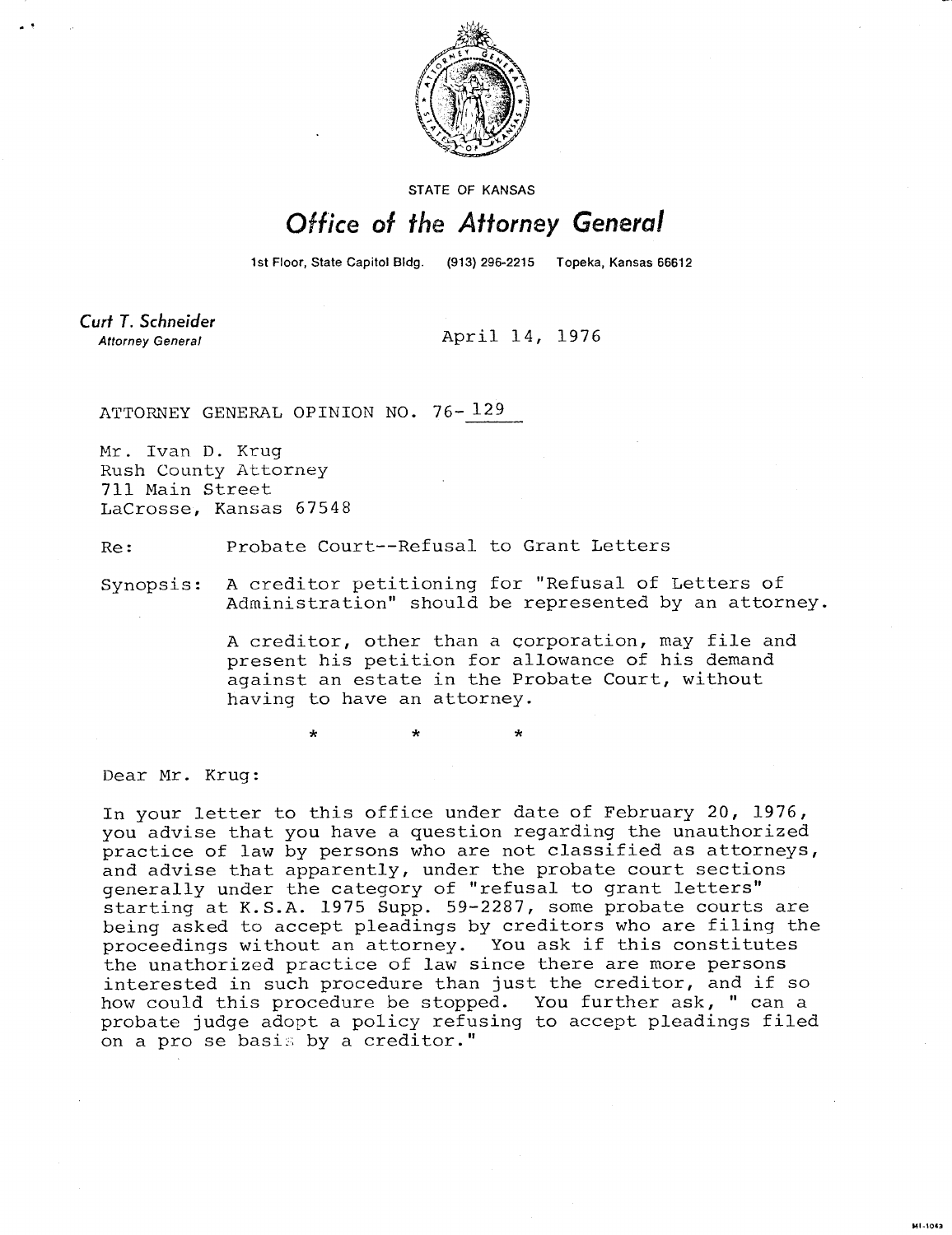STATE OF KANSAS

# Office of the Attorney General

1st Floor, State Capitol Bldg. (913) 296-2215 Topeka, Kansas 66612

**Curt T. Schneider**
*Attorney General*

April 14, 1976

ATTORNEY GENERAL OPINION NO. 76-129

Mr. Ivan D. Krug
Rush County Attorney
711 Main Street
LaCrosse, Kansas 67548

Re: Probate Court--Refusal to Grant Letters

Synopsis: A creditor petitioning for "Refusal of Letters of Administration" should be represented by an attorney.

A creditor, other than a corporation, may file and present his petition for allowance of his demand against an estate in the Probate Court, without having to have an attorney.

\* \* \*

Dear Mr. Krug:

In your letter to this office under date of February 20, 1976, you advise that you have a question regarding the unauthorized practice of law by persons who are not classified as attorneys, and advise that apparently, under the probate court sections generally under the category of "refusal to grant letters" starting at K.S.A. 1975 Supp. 59-2287, some probate courts are being asked to accept pleadings by creditors who are filing the proceedings without an attorney. You ask if this constitutes the unathorized practice of law since there are more persons interested in such procedure than just the creditor, and if so how could this procedure be stopped. You further ask, " can a probate judge adopt a policy refusing to accept pleadings filed on a pro se basis by a creditor."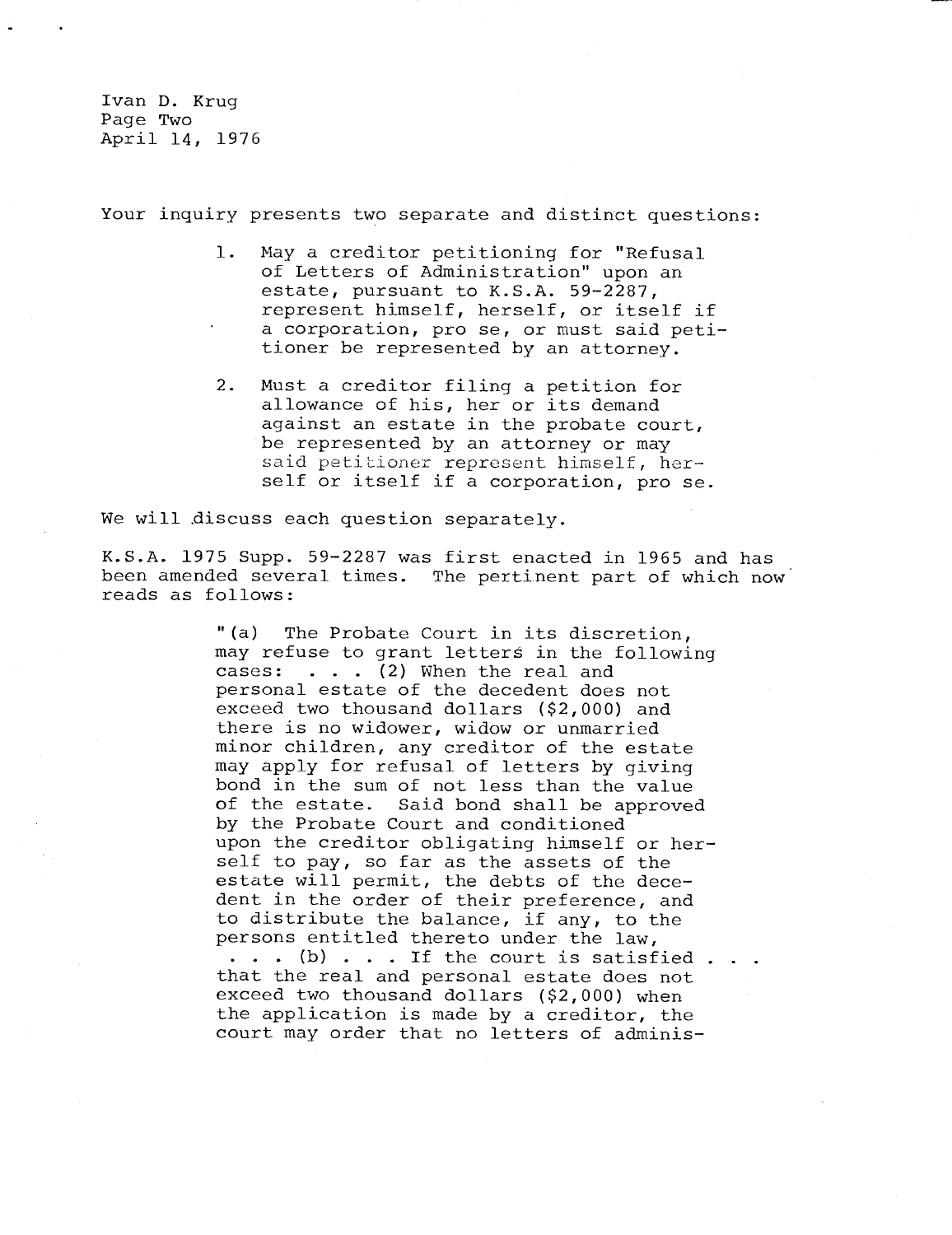Your inquiry presents two separate and distinct questions:

1. May a creditor petitioning for "Refusal of Letters of Administration" upon an estate, pursuant to K.S.A. 59-2287, represent himself, herself, or itself if a corporation, pro se, or must said petitioner be represented by an attorney.

2. Must a creditor filing a petition for allowance of his, her or its demand against an estate in the probate court, be represented by an attorney or may said petitioner represent himself, herself or itself if a corporation, pro se.

We will discuss each question separately.

K.S.A. 1975 Supp. 59-2287 was first enacted in 1965 and has been amended several times. The pertinent part of which now reads as follows:

> "(a) The Probate Court in its discretion, may refuse to grant letters in the following cases: . . . (2) When the real and personal estate of the decedent does not exceed two thousand dollars ($2,000) and there is no widower, widow or unmarried minor children, any creditor of the estate may apply for refusal of letters by giving bond in the sum of not less than the value of the estate. Said bond shall be approved by the Probate Court and conditioned upon the creditor obligating himself or herself to pay, so far as the assets of the estate will permit, the debts of the decedent in the order of their preference, and to distribute the balance, if any, to the persons entitled thereto under the law,
> . . . (b) . . . If the court is satisfied . . . that the real and personal estate does not exceed two thousand dollars ($2,000) when the application is made by a creditor, the court may order that no letters of adminis-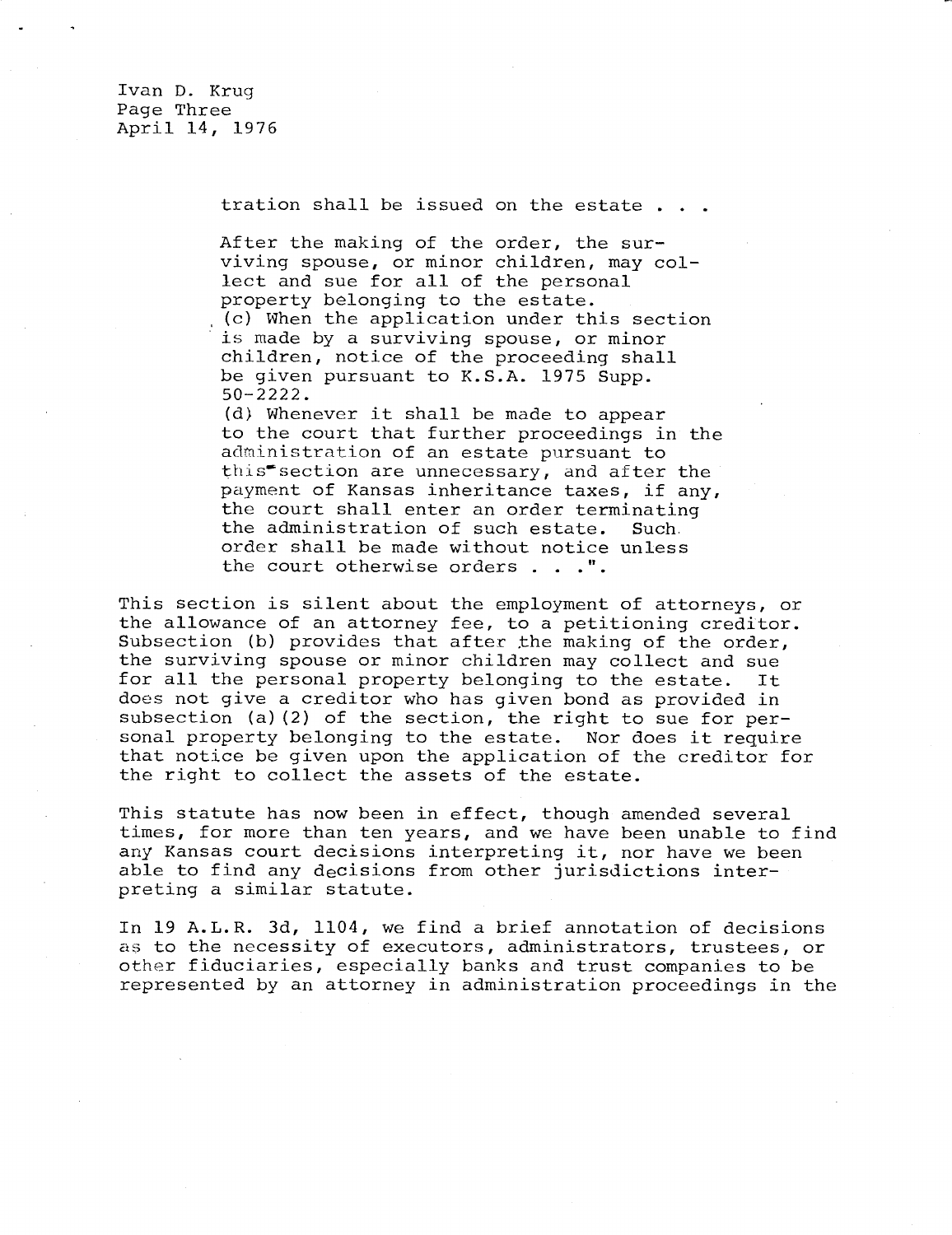tration shall be issued on the estate . . .

> After the making of the order, the surviving spouse, or minor children, may collect and sue for all of the personal property belonging to the estate.
> (c) When the application under this section is made by a surviving spouse, or minor children, notice of the proceeding shall be given pursuant to K.S.A. 1975 Supp. 50-2222.
> (d) Whenever it shall be made to appear to the court that further proceedings in the administration of an estate pursuant to this section are unnecessary, and after the payment of Kansas inheritance taxes, if any, the court shall enter an order terminating the administration of such estate. Such order shall be made without notice unless the court otherwise orders . . .".

This section is silent about the employment of attorneys, or the allowance of an attorney fee, to a petitioning creditor. Subsection (b) provides that after the making of the order, the surviving spouse or minor children may collect and sue for all the personal property belonging to the estate. It does not give a creditor who has given bond as provided in subsection (a)(2) of the section, the right to sue for personal property belonging to the estate. Nor does it require that notice be given upon the application of the creditor for the right to collect the assets of the estate.

This statute has now been in effect, though amended several times, for more than ten years, and we have been unable to find any Kansas court decisions interpreting it, nor have we been able to find any decisions from other jurisdictions interpreting a similar statute.

In 19 A.L.R. 3d, 1104, we find a brief annotation of decisions as to the necessity of executors, administrators, trustees, or other fiduciaries, especially banks and trust companies to be represented by an attorney in administration proceedings in the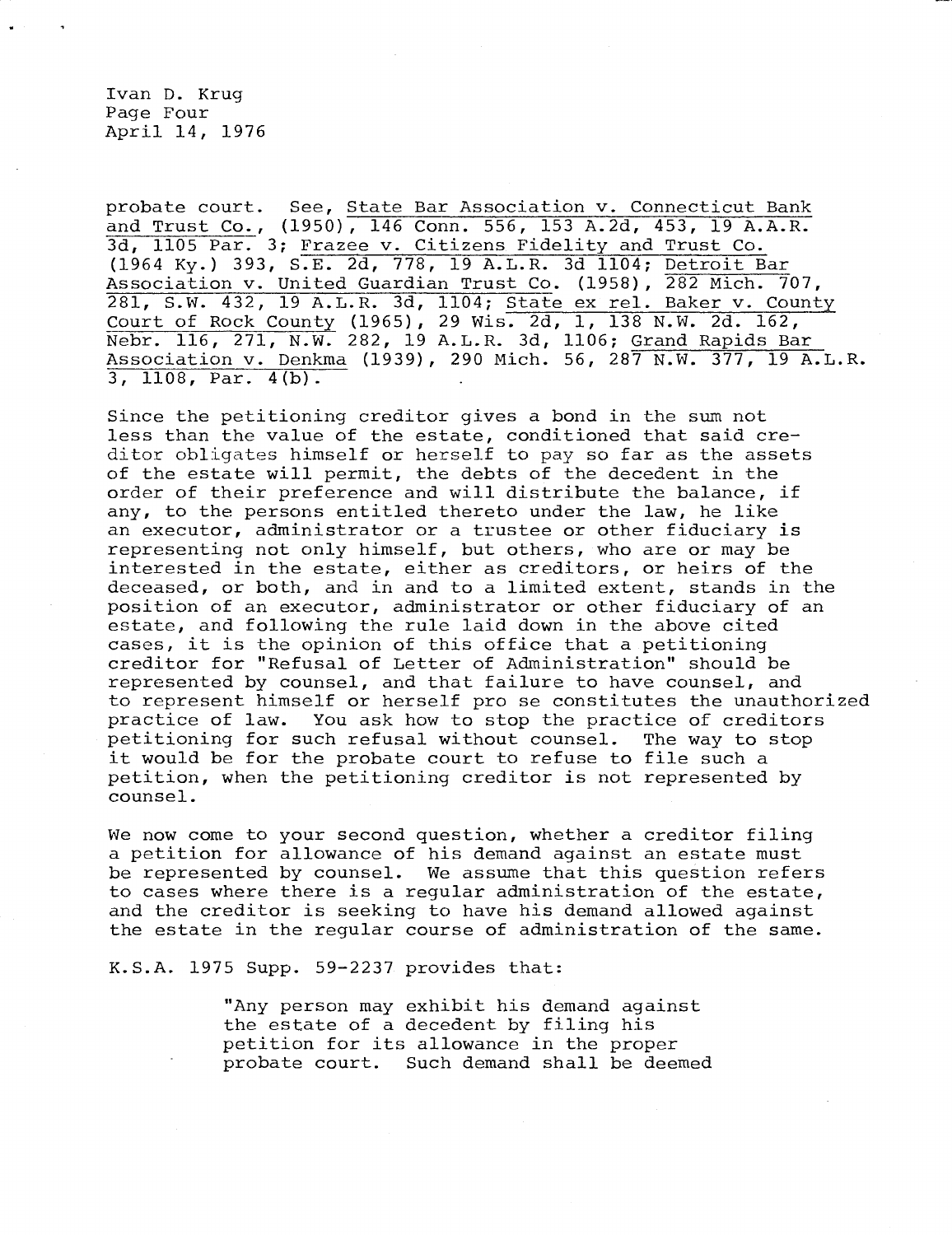probate court. See, State Bar Association v. Connecticut Bank and Trust Co., (1950), 146 Conn. 556, 153 A.2d, 453, 19 A.A.R. 3d, 1105 Par. 3; Frazee v. Citizens Fidelity and Trust Co. (1964 Ky.) 393, S.E. 2d, 778, 19 A.L.R. 3d 1104; Detroit Bar Association v. United Guardian Trust Co. (1958), 282 Mich. 707, 281, S.W. 432, 19 A.L.R. 3d, 1104; State ex rel. Baker v. County Court of Rock County (1965), 29 Wis. 2d, 1, 138 N.W. 2d. 162, Nebr. 116, 271, N.W. 282, 19 A.L.R. 3d, 1106; Grand Rapids Bar Association v. Denkma (1939), 290 Mich. 56, 287 N.W. 377, 19 A.L.R. 3, 1108, Par. 4(b).

Since the petitioning creditor gives a bond in the sum not less than the value of the estate, conditioned that said creditor obligates himself or herself to pay so far as the assets of the estate will permit, the debts of the decedent in the order of their preference and will distribute the balance, if any, to the persons entitled thereto under the law, he like an executor, administrator or a trustee or other fiduciary is representing not only himself, but others, who are or may be interested in the estate, either as creditors, or heirs of the deceased, or both, and in and to a limited extent, stands in the position of an executor, administrator or other fiduciary of an estate, and following the rule laid down in the above cited cases, it is the opinion of this office that a petitioning creditor for "Refusal of Letter of Administration" should be represented by counsel, and that failure to have counsel, and to represent himself or herself pro se constitutes the unauthorized practice of law. You ask how to stop the practice of creditors petitioning for such refusal without counsel. The way to stop it would be for the probate court to refuse to file such a petition, when the petitioning creditor is not represented by counsel.

We now come to your second question, whether a creditor filing a petition for allowance of his demand against an estate must be represented by counsel. We assume that this question refers to cases where there is a regular administration of the estate, and the creditor is seeking to have his demand allowed against the estate in the regular course of administration of the same.

K.S.A. 1975 Supp. 59-2237 provides that:

> "Any person may exhibit his demand against the estate of a decedent by filing his petition for its allowance in the proper probate court. Such demand shall be deemed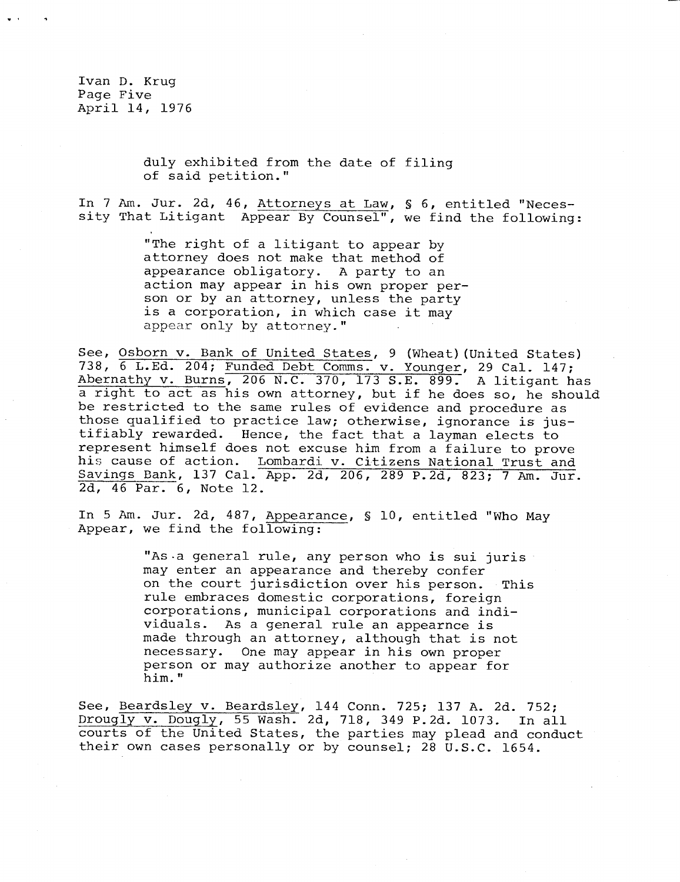duly exhibited from the date of filing of said petition."

In 7 Am. Jur. 2d, 46, Attorneys at Law, § 6, entitled "Necessity That Litigant Appear By Counsel", we find the following:

> "The right of a litigant to appear by attorney does not make that method of appearance obligatory. A party to an action may appear in his own proper person or by an attorney, unless the party is a corporation, in which case it may appear only by attorney."

See, Osborn v. Bank of United States, 9 (Wheat)(United States) 738, 6 L.Ed. 204; Funded Debt Comms. v. Younger, 29 Cal. 147; Abernathy v. Burns, 206 N.C. 370, 173 S.E. 899. A litigant has a right to act as his own attorney, but if he does so, he should be restricted to the same rules of evidence and procedure as those qualified to practice law; otherwise, ignorance is justifiably rewarded. Hence, the fact that a layman elects to represent himself does not excuse him from a failure to prove his cause of action. Lombardi v. Citizens National Trust and Savings Bank, 137 Cal. App. 2d, 206, 289 P.2d, 823; 7 Am. Jur. 2d, 46 Par. 6, Note 12.

In 5 Am. Jur. 2d, 487, Appearance, § 10, entitled "Who May Appear, we find the following:

> "As a general rule, any person who is sui juris may enter an appearance and thereby confer on the court jurisdiction over his person. This rule embraces domestic corporations, foreign corporations, municipal corporations and individuals. As a general rule an appearnce is made through an attorney, although that is not necessary. One may appear in his own proper person or may authorize another to appear for him."

See, Beardsley v. Beardsley, 144 Conn. 725; 137 A. 2d. 752; Drougly v. Dougly, 55 Wash. 2d, 718, 349 P.2d. 1073. In all courts of the United States, the parties may plead and conduct their own cases personally or by counsel; 28 U.S.C. 1654.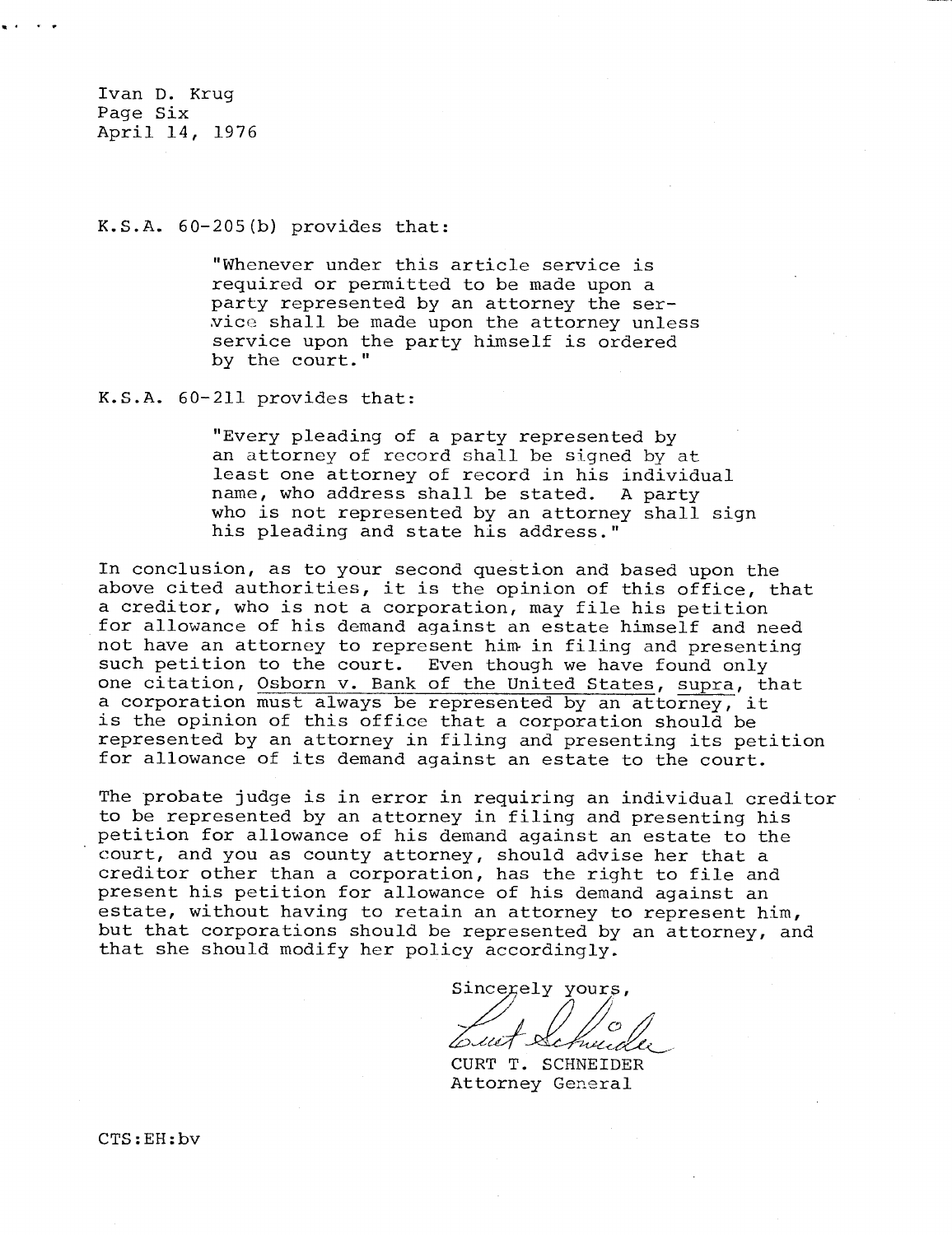Ivan D. Krug
Page Six
April 14, 1976

K.S.A. 60-205(b) provides that:

> "Whenever under this article service is required or permitted to be made upon a party represented by an attorney the service shall be made upon the attorney unless service upon the party himself is ordered by the court."

K.S.A. 60-211 provides that:

> "Every pleading of a party represented by an attorney of record shall be signed by at least one attorney of record in his individual name, who address shall be stated. A party who is not represented by an attorney shall sign his pleading and state his address."

In conclusion, as to your second question and based upon the above cited authorities, it is the opinion of this office, that a creditor, who is not a corporation, may file his petition for allowance of his demand against an estate himself and need not have an attorney to represent him in filing and presenting such petition to the court. Even though we have found only one citation, Osborn v. Bank of the United States, supra, that a corporation must always be represented by an attorney, it is the opinion of this office that a corporation should be represented by an attorney in filing and presenting its petition for allowance of its demand against an estate to the court.

The probate judge is in error in requiring an individual creditor to be represented by an attorney in filing and presenting his petition for allowance of his demand against an estate to the court, and you as county attorney, should advise her that a creditor other than a corporation, has the right to file and present his petition for allowance of his demand against an estate, without having to retain an attorney to represent him, but that corporations should be represented by an attorney, and that she should modify her policy accordingly.

Sincerely yours,

Curt Schneider

CURT T. SCHNEIDER
Attorney General

CTS:EH:bv